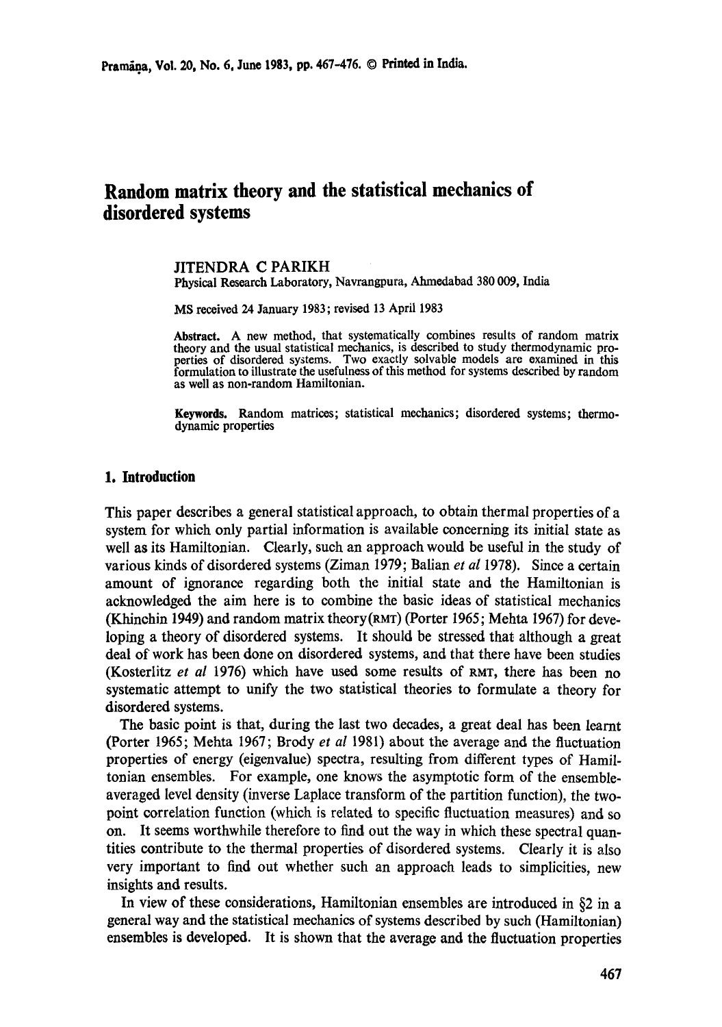# Random matrix theory and the statistical mechanics of disordered systems

JITENDRA C PARIKH

Physical Research Laboratory, Navrangpura, Ahmedabad 380 009, India

MS received 24 January 1983; revised 13 April 1983

**Abstract.** A new method, that systematically combines results of random matrix theory and the usual statistical mechanics, is described to study thermodynamic properties of disordered systems. Two exactly solvable models are examined in this formulation to illustrate the usefulness of this method for systems described by random as well as non-random Hamiltonian.

**Keywords.** Random matrices; statistical mechanics; disordered systems; thermodynamic properties

## 1. Introduction

This paper describes a general statistical approach, to obtain thermal properties of a system for which only partial information is available concerning its initial state as well as its Hamiltonian. Clearly, such an approach would be useful in the study of various kinds of disordered systems (Ziman 1979; Balian *et al* 1978). Since a certain amount of ignorance regarding both the initial state and the Hamiltonian is acknowledged the aim here is to combine the basic ideas of statistical mechanics (Khinchin 1949) and random matrix theory (RMT) (Porter 1965; Mehta 1967) for developing a theory of disordered systems. It should be stressed that although a great deal of work has been done on disordered systems, and that there have been studies (Kosterlitz *et al* 1976) which have used some results of RMT, there has been no systematic attempt to unify the two statistical theories to formulate a theory for disordered systems.

The basic point is that, during the last two decades, a great deal has been learnt (Porter 1965; Mehta 1967; Brody *et al* 1981) about the average and the fluctuation properties of energy (eigenvalue) spectra, resulting from different types of Hamiltonian ensembles. For example, one knows the asymptotic form of the ensemble-averaged level density (inverse Laplace transform of the partition function), the two-point correlation function (which is related to specific fluctuation measures) and so on. It seems worthwhile therefore to find out the way in which these spectral quantities contribute to the thermal properties of disordered systems. Clearly it is also very important to find out whether such an approach leads to simplicities, new insights and results.

In view of these considerations, Hamiltonian ensembles are introduced in §2 in a general way and the statistical mechanics of systems described by such (Hamiltonian) ensembles is developed. It is shown that the average and the fluctuation properties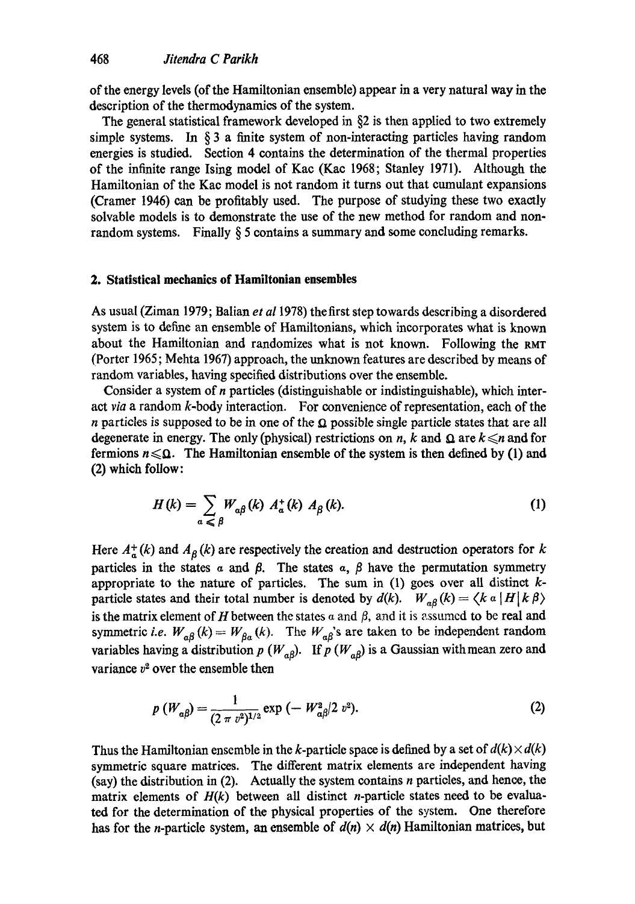of the energy levels (of the Hamiltonian ensemble) appear in a very natural way in the description of the thermodynamics of the system.

The general statistical framework developed in §2 is then applied to two extremely simple systems. In § 3 a finite system of non-interacting particles having random energies is studied. Section 4 contains the determination of the thermal properties of the infinite range Ising model of Kac (Kac 1968; Stanley 1971). Although the Hamiltonian of the Kac model is not random it turns out that cumulant expansions (Cramer 1946) can be profitably used. The purpose of studying these two exactly solvable models is to demonstrate the use of the new method for random and non-random systems. Finally § 5 contains a summary and some concluding remarks.

## 2. Statistical mechanics of Hamiltonian ensembles

As usual (Ziman 1979; Balian *et al* 1978) the first step towards describing a disordered system is to define an ensemble of Hamiltonians, which incorporates what is known about the Hamiltonian and randomizes what is not known. Following the RMT (Porter 1965; Mehta 1967) approach, the unknown features are described by means of random variables, having specified distributions over the ensemble.

Consider a system of $n$ particles (distinguishable or indistinguishable), which interact *via* a random $k$-body interaction. For convenience of representation, each of the $n$ particles is supposed to be in one of the $\Omega$ possible single particle states that are all degenerate in energy. The only (physical) restrictions on $n$, $k$ and $\Omega$ are $k \leqslant n$ and for fermions $n \leqslant \Omega$. The Hamiltonian ensemble of the system is then defined by (1) and (2) which follow:

$$H(k) = \sum_{\alpha \leqslant \beta} W_{\alpha\beta}(k)\, A_{\alpha}^{+}(k)\, A_{\beta}(k). \tag{1}$$

Here $A_{\alpha}^{+}(k)$ and $A_{\beta}(k)$ are respectively the creation and destruction operators for $k$ particles in the states $\alpha$ and $\beta$. The states $\alpha$, $\beta$ have the permutation symmetry appropriate to the nature of particles. The sum in (1) goes over all distinct $k$-particle states and their total number is denoted by $d(k)$. $W_{\alpha\beta}(k) = \langle k\, \alpha\, | H |\, k\, \beta \rangle$ is the matrix element of $H$ between the states $\alpha$ and $\beta$, and it is assumed to be real and symmetric *i.e.* $W_{\alpha\beta}(k) = W_{\beta\alpha}(k)$. The $W_{\alpha\beta}$'s are taken to be independent random variables having a distribution $p\,(W_{\alpha\beta})$. If $p\,(W_{\alpha\beta})$ is a Gaussian with mean zero and variance $v^2$ over the ensemble then

$$p\,(W_{\alpha\beta}) = \frac{1}{(2\,\pi\, v^2)^{1/2}} \exp\,(-\, W_{\alpha\beta}^2 / 2\, v^2). \tag{2}$$

Thus the Hamiltonian ensemble in the $k$-particle space is defined by a set of $d(k) \times d(k)$ symmetric square matrices. The different matrix elements are independent having (say) the distribution in (2). Actually the system contains $n$ particles, and hence, the matrix elements of $H(k)$ between all distinct $n$-particle states need to be evaluated for the determination of the physical properties of the system. One therefore has for the $n$-particle system, an ensemble of $d(n) \times d(n)$ Hamiltonian matrices, but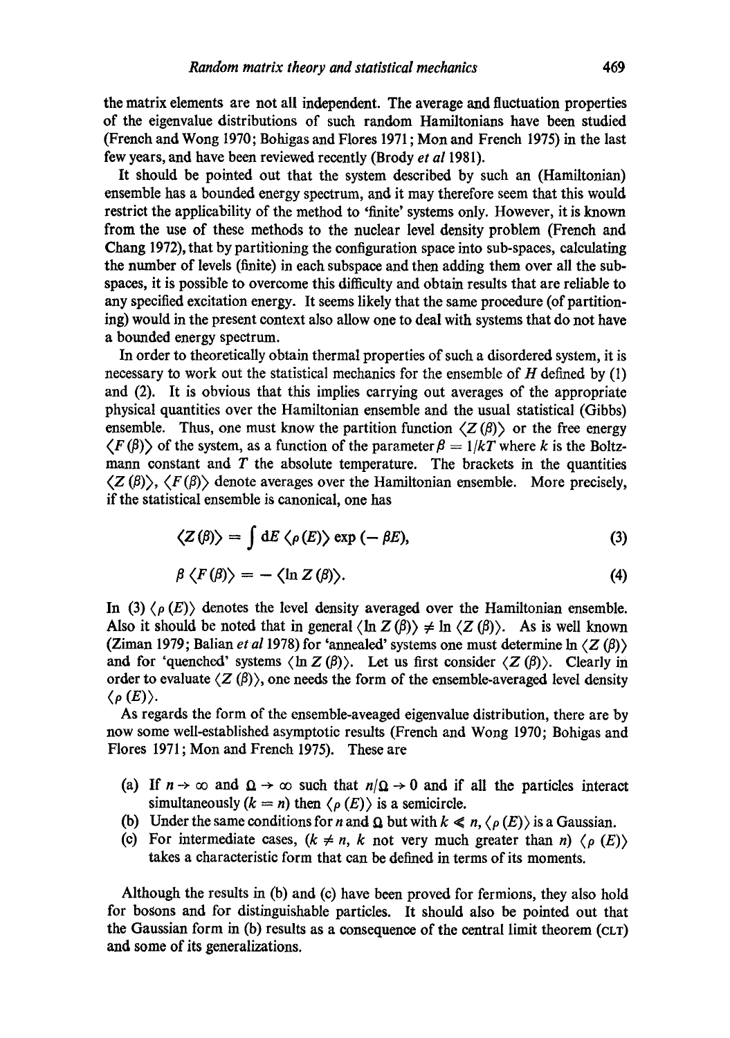the matrix elements are not all independent. The average and fluctuation properties of the eigenvalue distributions of such random Hamiltonians have been studied (French and Wong 1970; Bohigas and Flores 1971; Mon and French 1975) in the last few years, and have been reviewed recently (Brody *et al* 1981).

It should be pointed out that the system described by such an (Hamiltonian) ensemble has a bounded energy spectrum, and it may therefore seem that this would restrict the applicability of the method to 'finite' systems only. However, it is known from the use of these methods to the nuclear level density problem (French and Chang 1972), that by partitioning the configuration space into sub-spaces, calculating the number of levels (finite) in each subspace and then adding them over all the sub-spaces, it is possible to overcome this difficulty and obtain results that are reliable to any specified excitation energy. It seems likely that the same procedure (of partitioning) would in the present context also allow one to deal with systems that do not have a bounded energy spectrum.

In order to theoretically obtain thermal properties of such a disordered system, it is necessary to work out the statistical mechanics for the ensemble of $H$ defined by (1) and (2). It is obvious that this implies carrying out averages of the appropriate physical quantities over the Hamiltonian ensemble and the usual statistical (Gibbs) ensemble. Thus, one must know the partition function $\langle Z(\beta)\rangle$ or the free energy $\langle F(\beta)\rangle$ of the system, as a function of the parameter $\beta = 1/kT$ where $k$ is the Boltzmann constant and $T$ the absolute temperature. The brackets in the quantities $\langle Z(\beta)\rangle$, $\langle F(\beta)\rangle$ denote averages over the Hamiltonian ensemble. More precisely, if the statistical ensemble is canonical, one has

$$\langle Z(\beta)\rangle = \int \mathrm{d}E \, \langle \rho(E)\rangle \exp(-\beta E), \tag{3}$$

$$\beta \langle F(\beta)\rangle = -\langle \ln Z(\beta)\rangle. \tag{4}$$

In (3) $\langle \rho(E)\rangle$ denotes the level density averaged over the Hamiltonian ensemble. Also it should be noted that in general $\langle \ln Z(\beta)\rangle \neq \ln \langle Z(\beta)\rangle$. As is well known (Ziman 1979; Balian *et al* 1978) for 'annealed' systems one must determine $\ln \langle Z(\beta)\rangle$ and for 'quenched' systems $\langle \ln Z(\beta)\rangle$. Let us first consider $\langle Z(\beta)\rangle$. Clearly in order to evaluate $\langle Z(\beta)\rangle$, one needs the form of the ensemble-averaged level density $\langle \rho(E)\rangle$.

As regards the form of the ensemble-aveaged eigenvalue distribution, there are by now some well-established asymptotic results (French and Wong 1970; Bohigas and Flores 1971; Mon and French 1975). These are

(a) If $n \to \infty$ and $\Omega \to \infty$ such that $n/\Omega \to 0$ and if all the particles interact simultaneously ($k = n$) then $\langle \rho(E)\rangle$ is a semicircle.
(b) Under the same conditions for $n$ and $\Omega$ but with $k \ll n$, $\langle \rho(E)\rangle$ is a Gaussian.
(c) For intermediate cases, ($k \neq n$, $k$ not very much greater than $n$) $\langle \rho(E)\rangle$ takes a characteristic form that can be defined in terms of its moments.

Although the results in (b) and (c) have been proved for fermions, they also hold for bosons and for distinguishable particles. It should also be pointed out that the Gaussian form in (b) results as a consequence of the central limit theorem (CLT) and some of its generalizations.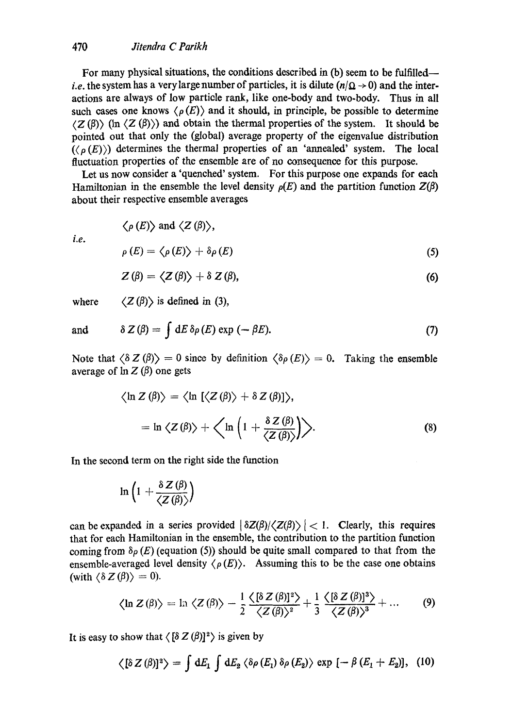For many physical situations, the conditions described in (b) seem to be fulfilled—*i.e.* the system has a very large number of particles, it is dilute ($n/\Omega \to 0$) and the interactions are always of low particle rank, like one-body and two-body. Thus in all such cases one knows $\langle \rho(E) \rangle$ and it should, in principle, be possible to determine $\langle Z(\beta) \rangle$ ($\ln \langle Z(\beta) \rangle$) and obtain the thermal properties of the system. It should be pointed out that only the (global) average property of the eigenvalue distribution ($\langle \rho(E) \rangle$) determines the thermal properties of an 'annealed' system. The local fluctuation properties of the ensemble are of no consequence for this purpose.

Let us now consider a 'quenched' system. For this purpose one expands for each Hamiltonian in the ensemble the level density $\rho(E)$ and the partition function $Z(\beta)$ about their respective ensemble averages

$$\langle \rho(E) \rangle \text{ and } \langle Z(\beta) \rangle,$$

*i.e.*

$$\rho(E) = \langle \rho(E) \rangle + \delta\rho(E) \tag{5}$$

$$Z(\beta) = \langle Z(\beta) \rangle + \delta Z(\beta), \tag{6}$$

where $\langle Z(\beta) \rangle$ is defined in (3),

and

$$\delta Z(\beta) = \int dE\, \delta\rho(E) \exp(-\beta E). \tag{7}$$

Note that $\langle \delta Z(\beta) \rangle = 0$ since by definition $\langle \delta\rho(E) \rangle = 0$. Taking the ensemble average of $\ln Z(\beta)$ one gets

$$\begin{aligned}\langle \ln Z(\beta) \rangle &= \langle \ln [\langle Z(\beta) \rangle + \delta Z(\beta)] \rangle, \\ &= \ln \langle Z(\beta) \rangle + \left\langle \ln \left(1 + \frac{\delta Z(\beta)}{\langle Z(\beta) \rangle}\right) \right\rangle.\end{aligned} \tag{8}$$

In the second term on the right side the function

$$\ln \left(1 + \frac{\delta Z(\beta)}{\langle Z(\beta) \rangle}\right)$$

can be expanded in a series provided $|\delta Z(\beta)/\langle Z(\beta) \rangle| < 1$. Clearly, this requires that for each Hamiltonian in the ensemble, the contribution to the partition function coming from $\delta\rho(E)$ (equation (5)) should be quite small compared to that from the ensemble-averaged level density $\langle \rho(E) \rangle$. Assuming this to be the case one obtains (with $\langle \delta Z(\beta) \rangle = 0$).

$$\langle \ln Z(\beta) \rangle = \ln \langle Z(\beta) \rangle - \frac{1}{2} \frac{\langle [\delta Z(\beta)]^2 \rangle}{\langle Z(\beta) \rangle^2} + \frac{1}{3} \frac{\langle [\delta Z(\beta)]^3 \rangle}{\langle Z(\beta) \rangle^3} + \ldots \tag{9}$$

It is easy to show that $\langle [\delta Z(\beta)]^2 \rangle$ is given by

$$\langle [\delta Z(\beta)]^2 \rangle = \int dE_1 \int dE_2 \langle \delta\rho(E_1)\, \delta\rho(E_2) \rangle \exp[-\beta(E_1 + E_2)], \tag{10}$$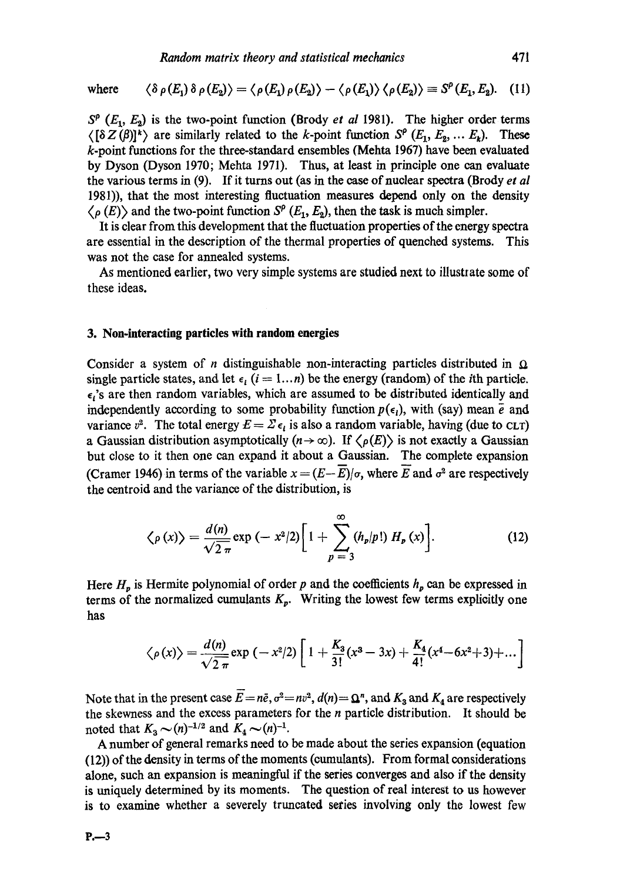where $\quad \langle \delta\,\rho(E_1)\,\delta\,\rho(E_2)\rangle = \langle \rho(E_1)\,\rho(E_2)\rangle - \langle \rho(E_1)\rangle\,\langle \rho(E_2)\rangle \equiv S^{\rho}(E_1, E_2). \quad (11)$

$S^{\rho}(E_1, E_2)$ is the two-point function (Brody *et al* 1981). The higher order terms $\langle [\delta Z(\beta)]^k \rangle$ are similarly related to the $k$-point function $S^{\rho}(E_1, E_2, \ldots E_k)$. These $k$-point functions for the three-standard ensembles (Mehta 1967) have been evaluated by Dyson (Dyson 1970; Mehta 1971). Thus, at least in principle one can evaluate the various terms in (9). If it turns out (as in the case of nuclear spectra (Brody *et al* 1981)), that the most interesting fluctuation measures depend only on the density $\langle \rho(E)\rangle$ and the two-point function $S^{\rho}(E_1, E_2)$, then the task is much simpler.

It is clear from this development that the fluctuation properties of the energy spectra are essential in the description of the thermal properties of quenched systems. This was not the case for annealed systems.

As mentioned earlier, two very simple systems are studied next to illustrate some of these ideas.

## 3. Non-interacting particles with random energies

Consider a system of $n$ distinguishable non-interacting particles distributed in $\Omega$ single particle states, and let $\epsilon_i$ $(i = 1 \ldots n)$ be the energy (random) of the $i$th particle. $\epsilon_i$'s are then random variables, which are assumed to be distributed identically and independently according to some probability function $p(\epsilon_i)$, with (say) mean $\bar{e}$ and variance $v^2$. The total energy $E = \Sigma \epsilon_i$ is also a random variable, having (due to CLT) a Gaussian distribution asymptotically $(n \to \infty)$. If $\langle \rho(E)\rangle$ is not exactly a Gaussian but close to it then one can expand it about a Gaussian. The complete expansion (Cramer 1946) in terms of the variable $x = (E - \bar{E})/\sigma$, where $\bar{E}$ and $\sigma^2$ are respectively the centroid and the variance of the distribution, is

$$\langle \rho(x)\rangle = \frac{d(n)}{\sqrt{2\pi}} \exp(-x^2/2)\left[1 + \sum_{p=3}^{\infty} (h_p/p!)\,H_p(x)\right]. \quad (12)$$

Here $H_p$ is Hermite polynomial of order $p$ and the coefficients $h_p$ can be expressed in terms of the normalized cumulants $K_p$. Writing the lowest few terms explicitly one has

$$\langle \rho(x)\rangle = \frac{d(n)}{\sqrt{2\pi}} \exp(-x^2/2)\left[1 + \frac{K_3}{3!}(x^3 - 3x) + \frac{K_4}{4!}(x^4 - 6x^2 + 3) + \ldots\right]$$

Note that in the present case $\bar{E} = n\bar{e}$, $\sigma^2 = nv^2$, $d(n) = \Omega^n$, and $K_3$ and $K_4$ are respectively the skewness and the excess parameters for the $n$ particle distribution. It should be noted that $K_3 \sim (n)^{-1/2}$ and $K_4 \sim (n)^{-1}$.

A number of general remarks need to be made about the series expansion (equation (12)) of the density in terms of the moments (cumulants). From formal considerations alone, such an expansion is meaningful if the series converges and also if the density is uniquely determined by its moments. The question of real interest to us however is to examine whether a severely truncated series involving only the lowest few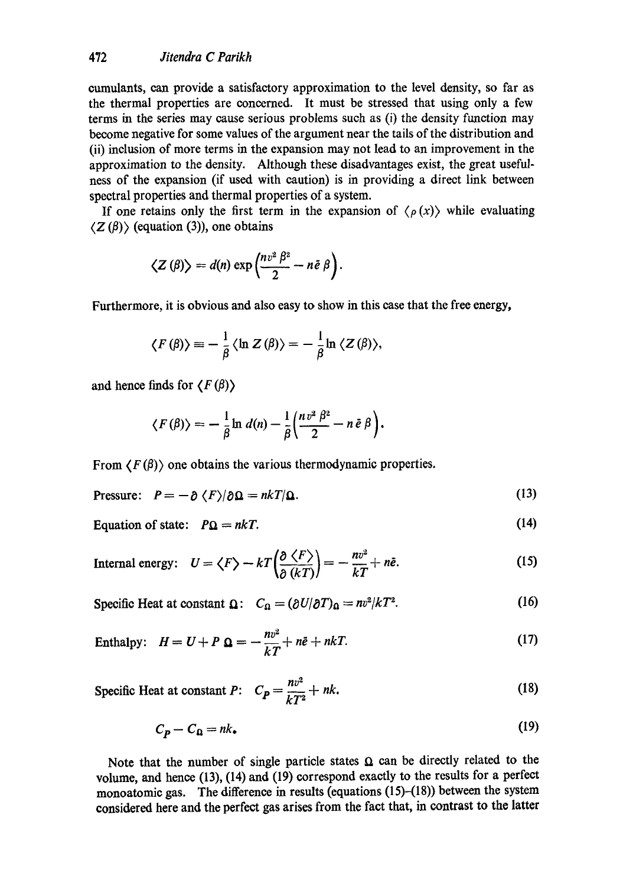cumulants, can provide a satisfactory approximation to the level density, so far as the thermal properties are concerned. It must be stressed that using only a few terms in the series may cause serious problems such as (i) the density function may become negative for some values of the argument near the tails of the distribution and (ii) inclusion of more terms in the expansion may not lead to an improvement in the approximation to the density. Although these disadvantages exist, the great usefulness of the expansion (if used with caution) is in providing a direct link between spectral properties and thermal properties of a system.

If one retains only the first term in the expansion of $\langle \rho (x) \rangle$ while evaluating $\langle Z(\beta) \rangle$ (equation (3)), one obtains

$$\langle Z(\beta) \rangle = d(n) \exp\left(\frac{nv^2 \beta^2}{2} - n\bar{e}\,\beta\right).$$

Furthermore, it is obvious and also easy to show in this case that the free energy,

$$\langle F(\beta) \rangle \equiv -\frac{1}{\beta} \langle \ln Z(\beta) \rangle = -\frac{1}{\beta} \ln \langle Z(\beta) \rangle,$$

and hence finds for $\langle F(\beta) \rangle$

$$\langle F(\beta) \rangle = -\frac{1}{\beta} \ln d(n) - \frac{1}{\beta}\left(\frac{nv^2 \beta^2}{2} - n\bar{e}\,\beta\right).$$

From $\langle F(\beta) \rangle$ one obtains the various thermodynamic properties.

Pressure: $P = -\partial \langle F \rangle / \partial \Omega = nkT/\Omega.$ (13)

Equation of state: $P\Omega = nkT.$ (14)

Internal energy: $U = \langle F \rangle - kT\left(\dfrac{\partial \langle F \rangle}{\partial (kT)}\right) = -\dfrac{nv^2}{kT} + n\bar{e}.$ (15)

Specific Heat at constant $\Omega$: $C_\Omega = (\partial U / \partial T)_\Omega = nv^2/kT^2.$ (16)

Enthalpy: $H = U + P\,\Omega = -\dfrac{nv^2}{kT} + n\bar{e} + nkT.$ (17)

Specific Heat at constant $P$: $C_P = \dfrac{nv^2}{kT^2} + nk.$ (18)

$$C_P - C_\Omega = nk. \tag{19}$$

Note that the number of single particle states $\Omega$ can be directly related to the volume, and hence (13), (14) and (19) correspond exactly to the results for a perfect monoatomic gas. The difference in results (equations (15)–(18)) between the system considered here and the perfect gas arises from the fact that, in contrast to the latter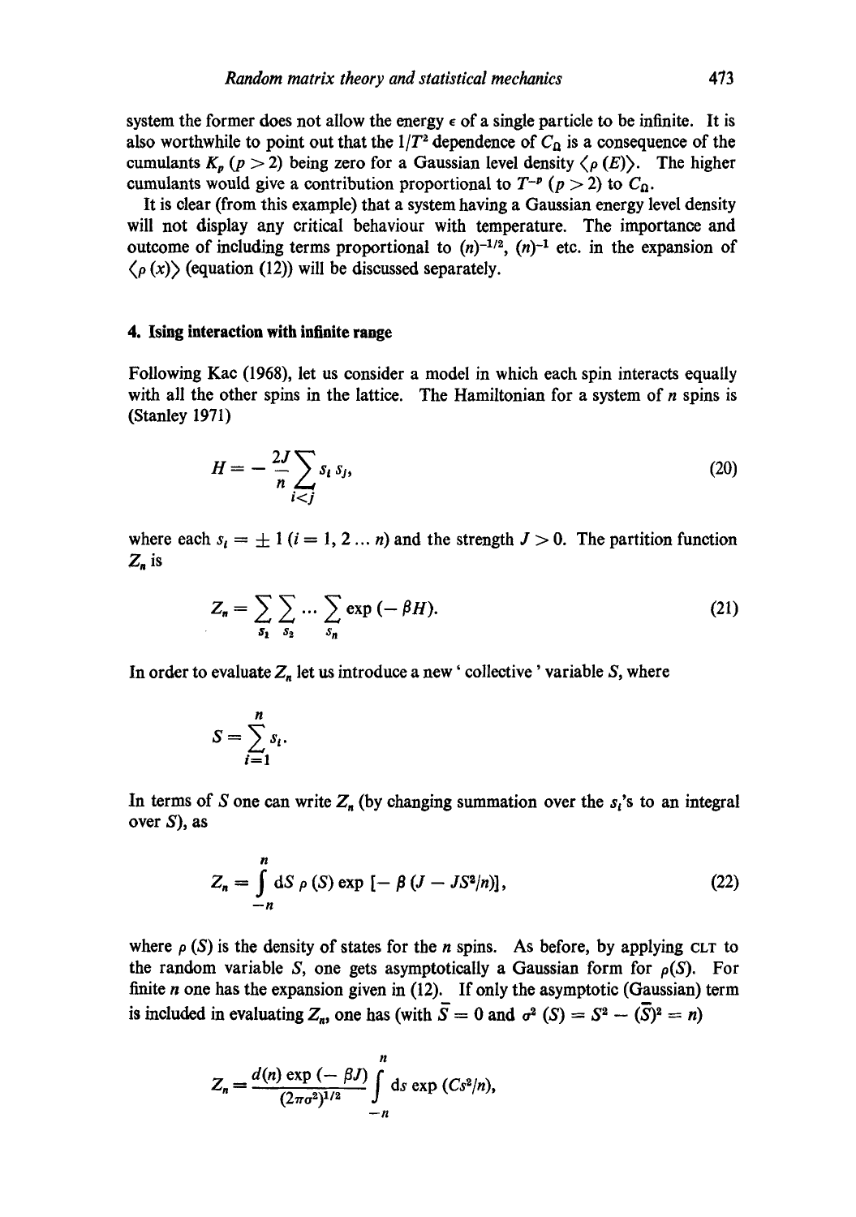system the former does not allow the energy $\epsilon$ of a single particle to be infinite. It is also worthwhile to point out that the $1/T^2$ dependence of $C_\Omega$ is a consequence of the cumulants $K_p$ $(p > 2)$ being zero for a Gaussian level density $\langle \rho(E) \rangle$. The higher cumulants would give a contribution proportional to $T^{-p}$ $(p > 2)$ to $C_\Omega$.

It is clear (from this example) that a system having a Gaussian energy level density will not display any critical behaviour with temperature. The importance and outcome of including terms proportional to $(n)^{-1/2}$, $(n)^{-1}$ etc. in the expansion of $\langle \rho(x) \rangle$ (equation (12)) will be discussed separately.

## 4. Ising interaction with infinite range

Following Kac (1968), let us consider a model in which each spin interacts equally with all the other spins in the lattice. The Hamiltonian for a system of $n$ spins is (Stanley 1971)

$$H = -\frac{2J}{n} \sum_{i<j} s_i s_j, \tag{20}$$

where each $s_i = \pm 1$ $(i = 1, 2 \dots n)$ and the strength $J > 0$. The partition function $Z_n$ is

$$Z_n = \sum_{s_1} \sum_{s_2} \dots \sum_{s_n} \exp(-\beta H). \tag{21}$$

In order to evaluate $Z_n$ let us introduce a new 'collective' variable $S$, where

$$S = \sum_{i=1}^{n} s_i.$$

In terms of $S$ one can write $Z_n$ (by changing summation over the $s_i$'s to an integral over $S$), as

$$Z_n = \int_{-n}^{n} dS\, \rho(S) \exp\left[-\beta\left(J - JS^2/n\right)\right], \tag{22}$$

where $\rho(S)$ is the density of states for the $n$ spins. As before, by applying CLT to the random variable $S$, one gets asymptotically a Gaussian form for $\rho(S)$. For finite $n$ one has the expansion given in (12). If only the asymptotic (Gaussian) term is included in evaluating $Z_n$, one has (with $\bar{S} = 0$ and $\sigma^2(S) = \overline{S^2} - (\bar{S})^2 = n$)

$$Z_n = \frac{d(n) \exp(-\beta J)}{(2\pi\sigma^2)^{1/2}} \int_{-n}^{n} ds \exp(Cs^2/n),$$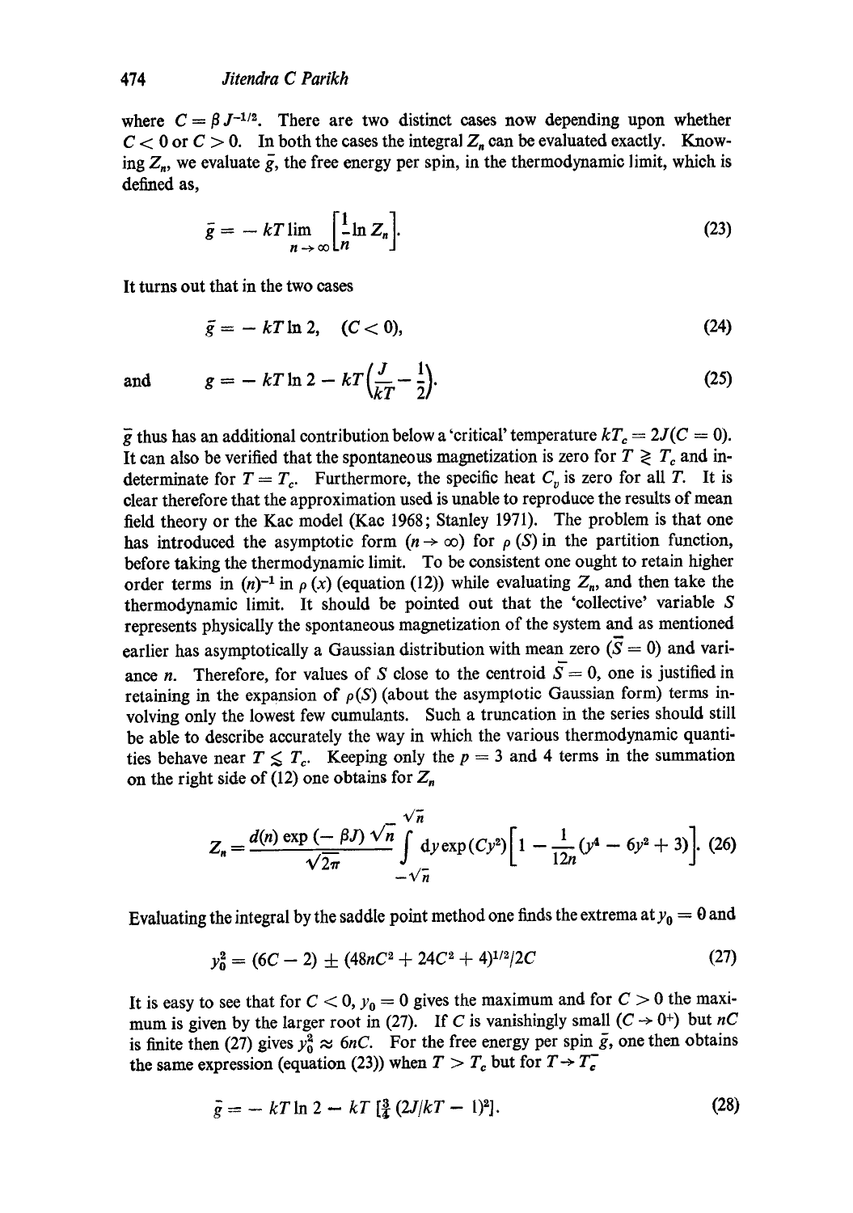where $C = \beta J^{-1/2}$. There are two distinct cases now depending upon whether $C < 0$ or $C > 0$. In both the cases the integral $Z_n$ can be evaluated exactly. Knowing $Z_n$, we evaluate $\bar{g}$, the free energy per spin, in the thermodynamic limit, which is defined as,

$$\bar{g} = -kT \lim_{n \to \infty} \left[\frac{1}{n} \ln Z_n\right]. \tag{23}$$

It turns out that in the two cases

$$\bar{g} = -kT \ln 2, \quad (C < 0), \tag{24}$$

and

$$g = -kT \ln 2 - kT\left(\frac{J}{kT} - \frac{1}{2}\right). \tag{25}$$

$\bar{g}$ thus has an additional contribution below a 'critical' temperature $kT_c = 2J (C = 0)$. It can also be verified that the spontaneous magnetization is zero for $T \gtrless T_c$ and indeterminate for $T = T_c$. Furthermore, the specific heat $C_v$ is zero for all $T$. It is clear therefore that the approximation used is unable to reproduce the results of mean field theory or the Kac model (Kac 1968; Stanley 1971). The problem is that one has introduced the asymptotic form $(n \to \infty)$ for $\rho(S)$ in the partition function, before taking the thermodynamic limit. To be consistent one ought to retain higher order terms in $(n)^{-1}$ in $\rho(x)$ (equation (12)) while evaluating $Z_n$, and then take the thermodynamic limit. It should be pointed out that the 'collective' variable $S$ represents physically the spontaneous magnetization of the system and as mentioned earlier has asymptotically a Gaussian distribution with mean zero $(\bar{S} = 0)$ and variance $n$. Therefore, for values of $S$ close to the centroid $\bar{S} = 0$, one is justified in retaining in the expansion of $\rho(S)$ (about the asymptotic Gaussian form) terms involving only the lowest few cumulants. Such a truncation in the series should still be able to describe accurately the way in which the various thermodynamic quantities behave near $T \lessgtr T_c$. Keeping only the $p = 3$ and 4 terms in the summation on the right side of (12) one obtains for $Z_n$

$$Z_n = \frac{d(n) \exp(-\beta J) \sqrt{n}}{\sqrt{2\pi}} \int_{-\sqrt{n}}^{\sqrt{n}} \mathrm{d}y \exp(Cy^2)\left[1 - \frac{1}{12n}(y^4 - 6y^2 + 3)\right]. \tag{26}$$

Evaluating the integral by the saddle point method one finds the extrema at $y_0 = 0$ and

$$y_0^2 = (6C - 2) \pm (48nC^2 + 24C^2 + 4)^{1/2}/2C \tag{27}$$

It is easy to see that for $C < 0$, $y_0 = 0$ gives the maximum and for $C > 0$ the maximum is given by the larger root in (27). If $C$ is vanishingly small $(C \to 0^+)$ but $nC$ is finite then (27) gives $y_0^2 \approx 6nC$. For the free energy per spin $\bar{g}$, one then obtains the same expression (equation (23)) when $T > T_c$ but for $T \to T_c^-$

$$\bar{g} = -kT \ln 2 - kT\left[\tfrac{3}{4}(2J/kT - 1)^2\right]. \tag{28}$$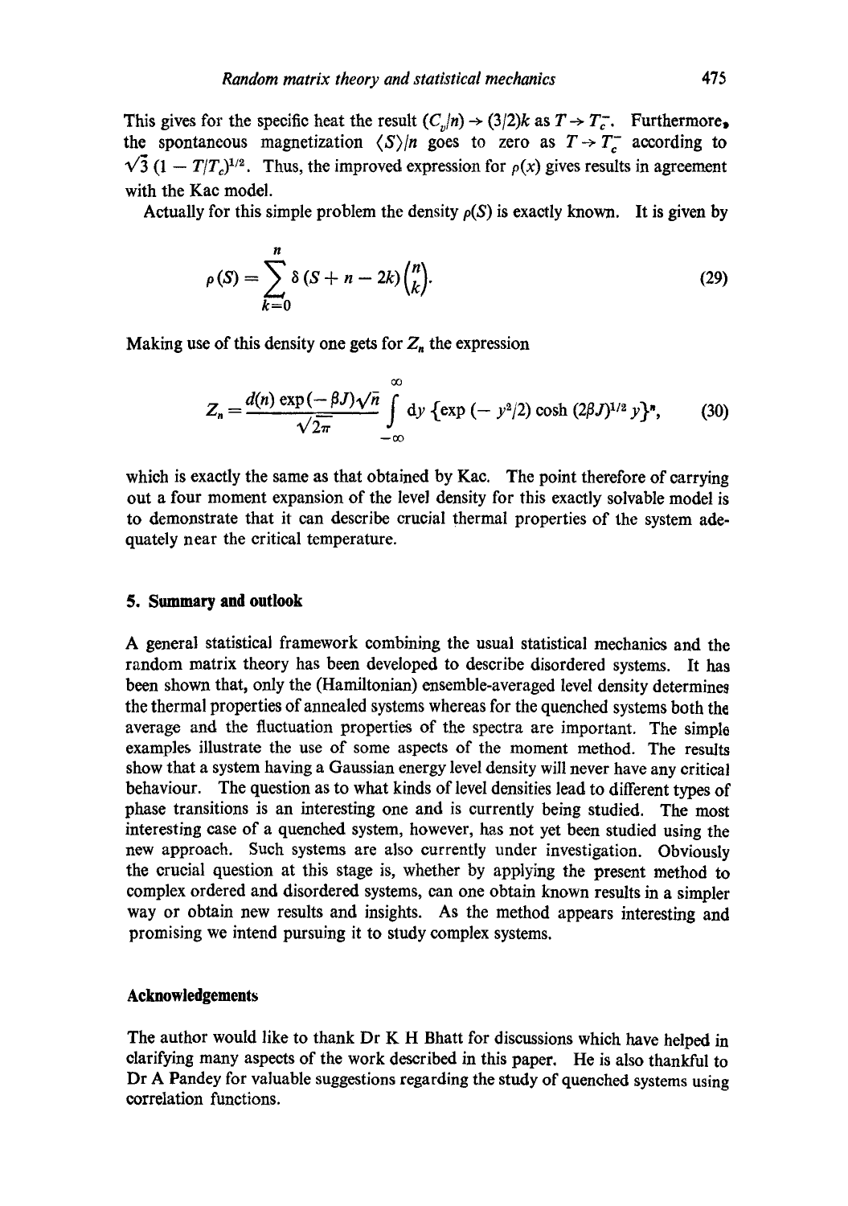This gives for the specific heat the result $(C_v/n) \rightarrow (3/2)k$ as $T \rightarrow T_c^-$. Furthermore, the spontaneous magnetization $\langle S \rangle / n$ goes to zero as $T \rightarrow T_c^-$ according to $\sqrt{3}\,(1 - T/T_c)^{1/2}$. Thus, the improved expression for $\rho(x)$ gives results in agreement with the Kac model.

Actually for this simple problem the density $\rho(S)$ is exactly known. It is given by

$$\rho(S) = \sum_{k=0}^{n} \delta\,(S + n - 2k) \binom{n}{k}. \tag{29}$$

Making use of this density one gets for $Z_n$ the expression

$$Z_n = \frac{d(n) \exp(-\beta J)\sqrt{n}}{\sqrt{2\pi}} \int_{-\infty}^{\infty} \mathrm{d}y \left\{ \exp(-y^2/2) \cosh (2\beta J)^{1/2} y \right\}^n, \tag{30}$$

which is exactly the same as that obtained by Kac. The point therefore of carrying out a four moment expansion of the level density for this exactly solvable model is to demonstrate that it can describe crucial thermal properties of the system adequately near the critical temperature.

## 5. Summary and outlook

A general statistical framework combining the usual statistical mechanics and the random matrix theory has been developed to describe disordered systems. It has been shown that, only the (Hamiltonian) ensemble-averaged level density determines the thermal properties of annealed systems whereas for the quenched systems both the average and the fluctuation properties of the spectra are important. The simple examples illustrate the use of some aspects of the moment method. The results show that a system having a Gaussian energy level density will never have any critical behaviour. The question as to what kinds of level densities lead to different types of phase transitions is an interesting one and is currently being studied. The most interesting case of a quenched system, however, has not yet been studied using the new approach. Such systems are also currently under investigation. Obviously the crucial question at this stage is, whether by applying the present method to complex ordered and disordered systems, can one obtain known results in a simpler way or obtain new results and insights. As the method appears interesting and promising we intend pursuing it to study complex systems.

## Acknowledgements

The author would like to thank Dr K H Bhatt for discussions which have helped in clarifying many aspects of the work described in this paper. He is also thankful to Dr A Pandey for valuable suggestions regarding the study of quenched systems using correlation functions.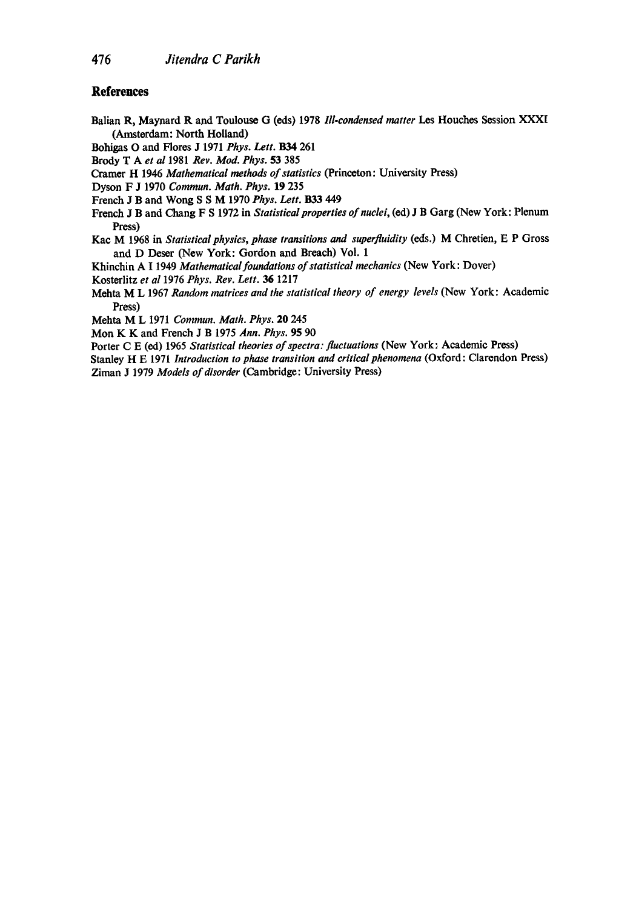## References

Balian R, Maynard R and Toulouse G (eds) 1978 *Ill-condensed matter* Les Houches Session XXXI (Amsterdam: North Holland)

Bohigas O and Flores J 1971 *Phys. Lett.* **B34** 261

Brody T A *et al* 1981 *Rev. Mod. Phys.* **53** 385

Cramer H 1946 *Mathematical methods of statistics* (Princeton: University Press)

Dyson F J 1970 *Commun. Math. Phys.* **19** 235

French J B and Wong S S M 1970 *Phys. Lett.* **B33** 449

French J B and Chang F S 1972 in *Statistical properties of nuclei*, (ed) J B Garg (New York: Plenum Press)

Kac M 1968 in *Statistical physics, phase transitions and superfluidity* (eds.) M Chretien, E P Gross and D Deser (New York: Gordon and Breach) Vol. 1

Khinchin A I 1949 *Mathematical foundations of statistical mechanics* (New York: Dover)

Kosterlitz *et al* 1976 *Phys. Rev. Lett.* **36** 1217

Mehta M L 1967 *Random matrices and the statistical theory of energy levels* (New York: Academic Press)

Mehta M L 1971 *Commun. Math. Phys.* **20** 245

Mon K K and French J B 1975 *Ann. Phys.* **95** 90

Porter C E (ed) 1965 *Statistical theories of spectra: fluctuations* (New York: Academic Press)

Stanley H E 1971 *Introduction to phase transition and critical phenomena* (Oxford: Clarendon Press)

Ziman J 1979 *Models of disorder* (Cambridge: University Press)